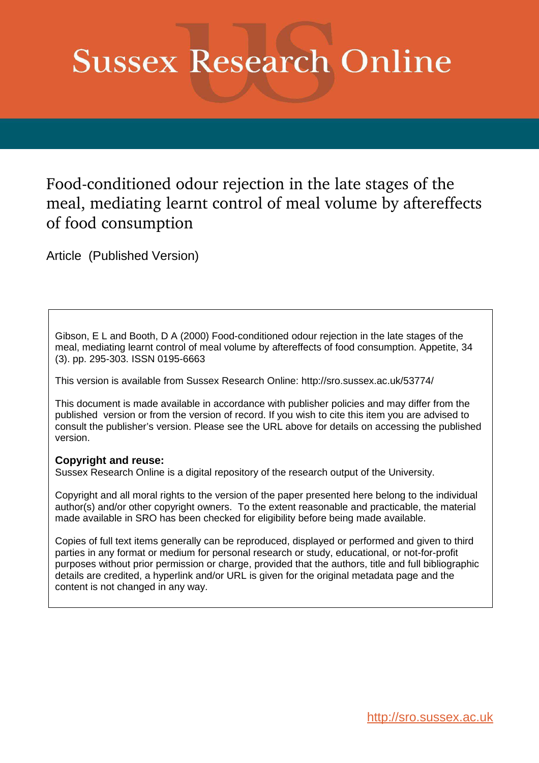# Sussex Research Online

## Food-conditioned odour rejection in the late stages of the meal, mediating learnt control of meal volume by aftereffects of food consumption

Article (Published Version)

Gibson, E L and Booth, D A (2000) Food-conditioned odour rejection in the late stages of the meal, mediating learnt control of meal volume by aftereffects of food consumption. Appetite, 34 (3). pp. 295-303. ISSN 0195-6663

This version is available from Sussex Research Online: http://sro.sussex.ac.uk/53774/

This document is made available in accordance with publisher policies and may differ from the published version or from the version of record. If you wish to cite this item you are advised to consult the publisher's version. Please see the URL above for details on accessing the published version.

**Copyright and reuse:**
Sussex Research Online is a digital repository of the research output of the University.

Copyright and all moral rights to the version of the paper presented here belong to the individual author(s) and/or other copyright owners. To the extent reasonable and practicable, the material made available in SRO has been checked for eligibility before being made available.

Copies of full text items generally can be reproduced, displayed or performed and given to third parties in any format or medium for personal research or study, educational, or not-for-profit purposes without prior permission or charge, provided that the authors, title and full bibliographic details are credited, a hyperlink and/or URL is given for the original metadata page and the content is not changed in any way.

http://sro.sussex.ac.uk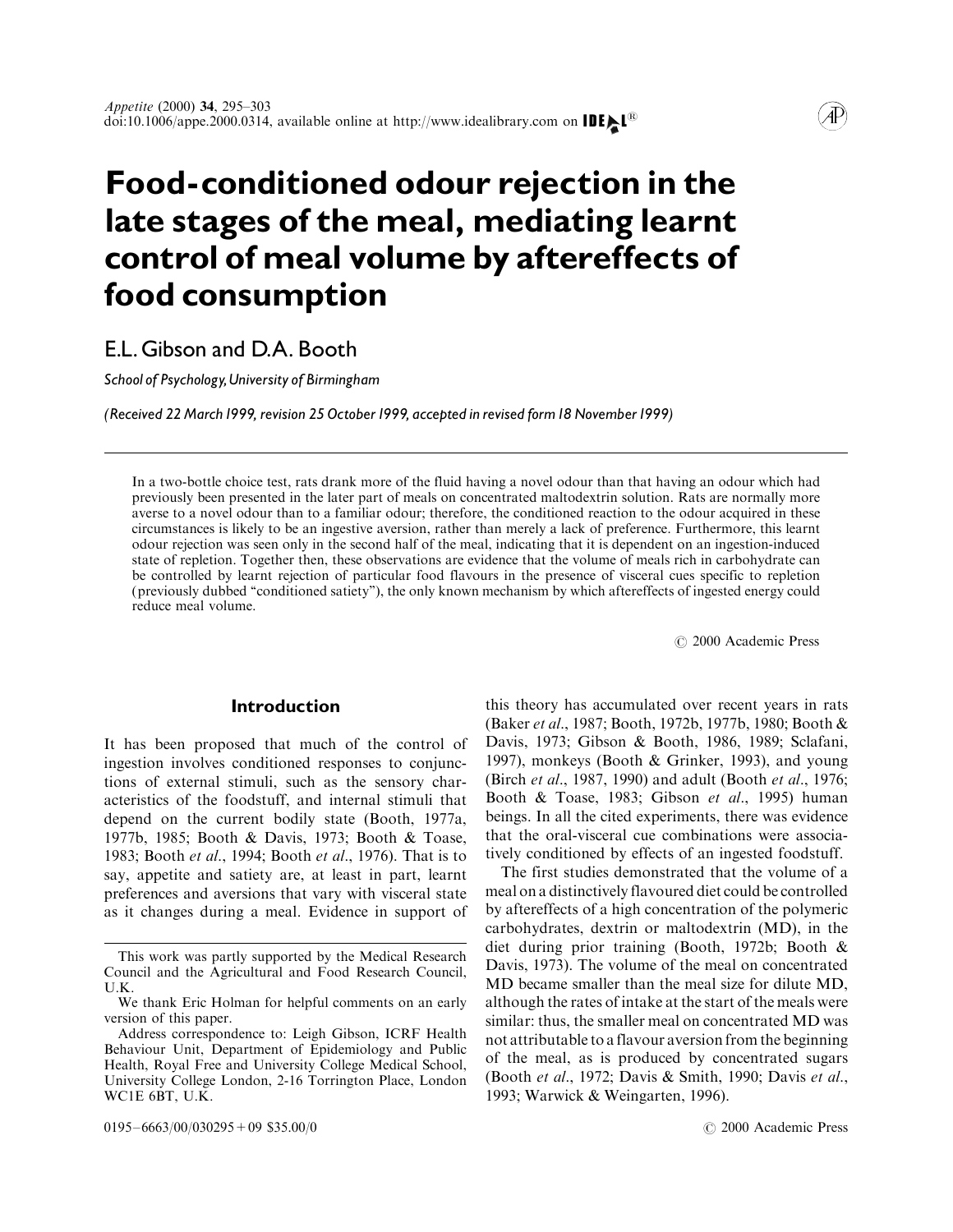# Food-conditioned odour rejection in the late stages of the meal, mediating learnt control of meal volume by aftereffects of food consumption

E.L. Gibson and D.A. Booth

*School of Psychology, University of Birmingham*

*(Received 22 March 1999, revision 25 October 1999, accepted in revised form 18 November 1999)*

In a two-bottle choice test, rats drank more of the fluid having a novel odour than that having an odour which had previously been presented in the later part of meals on concentrated maltodextrin solution. Rats are normally more averse to a novel odour than to a familiar odour; therefore, the conditioned reaction to the odour acquired in these circumstances is likely to be an ingestive aversion, rather than merely a lack of preference. Furthermore, this learnt odour rejection was seen only in the second half of the meal, indicating that it is dependent on an ingestion-induced state of repletion. Together then, these observations are evidence that the volume of meals rich in carbohydrate can be controlled by learnt rejection of particular food flavours in the presence of visceral cues specific to repletion (previously dubbed "conditioned satiety"), the only known mechanism by which aftereffects of ingested energy could reduce meal volume.

© 2000 Academic Press

## Introduction

It has been proposed that much of the control of ingestion involves conditioned responses to conjunctions of external stimuli, such as the sensory characteristics of the foodstuff, and internal stimuli that depend on the current bodily state (Booth, 1977a, 1977b, 1985; Booth & Davis, 1973; Booth & Toase, 1983; Booth *et al*., 1994; Booth *et al*., 1976). That is to say, appetite and satiety are, at least in part, learnt preferences and aversions that vary with visceral state as it changes during a meal. Evidence in support of this theory has accumulated over recent years in rats (Baker *et al*., 1987; Booth, 1972b, 1977b, 1980; Booth & Davis, 1973; Gibson & Booth, 1986, 1989; Sclafani, 1997), monkeys (Booth & Grinker, 1993), and young (Birch *et al*., 1987, 1990) and adult (Booth *et al*., 1976; Booth & Toase, 1983; Gibson *et al*., 1995) human beings. In all the cited experiments, there was evidence that the oral-visceral cue combinations were associatively conditioned by effects of an ingested foodstuff.

The first studies demonstrated that the volume of a meal on a distinctively flavoured diet could be controlled by aftereffects of a high concentration of the polymeric carbohydrates, dextrin or maltodextrin (MD), in the diet during prior training (Booth, 1972b; Booth & Davis, 1973). The volume of the meal on concentrated MD became smaller than the meal size for dilute MD, although the rates of intake at the start of the meals were similar: thus, the smaller meal on concentrated MD was not attributable to a flavour aversion from the beginning of the meal, as is produced by concentrated sugars (Booth *et al*., 1972; Davis & Smith, 1990; Davis *et al*., 1993; Warwick & Weingarten, 1996).

This work was partly supported by the Medical Research Council and the Agricultural and Food Research Council, U.K.

We thank Eric Holman for helpful comments on an early version of this paper.

Address correspondence to: Leigh Gibson, ICRF Health Behaviour Unit, Department of Epidemiology and Public Health, Royal Free and University College Medical School, University College London, 2-16 Torrington Place, London WC1E 6BT, U.K.

0195–6663/00/030295 + 09 $35.00/0 © 2000 Academic Press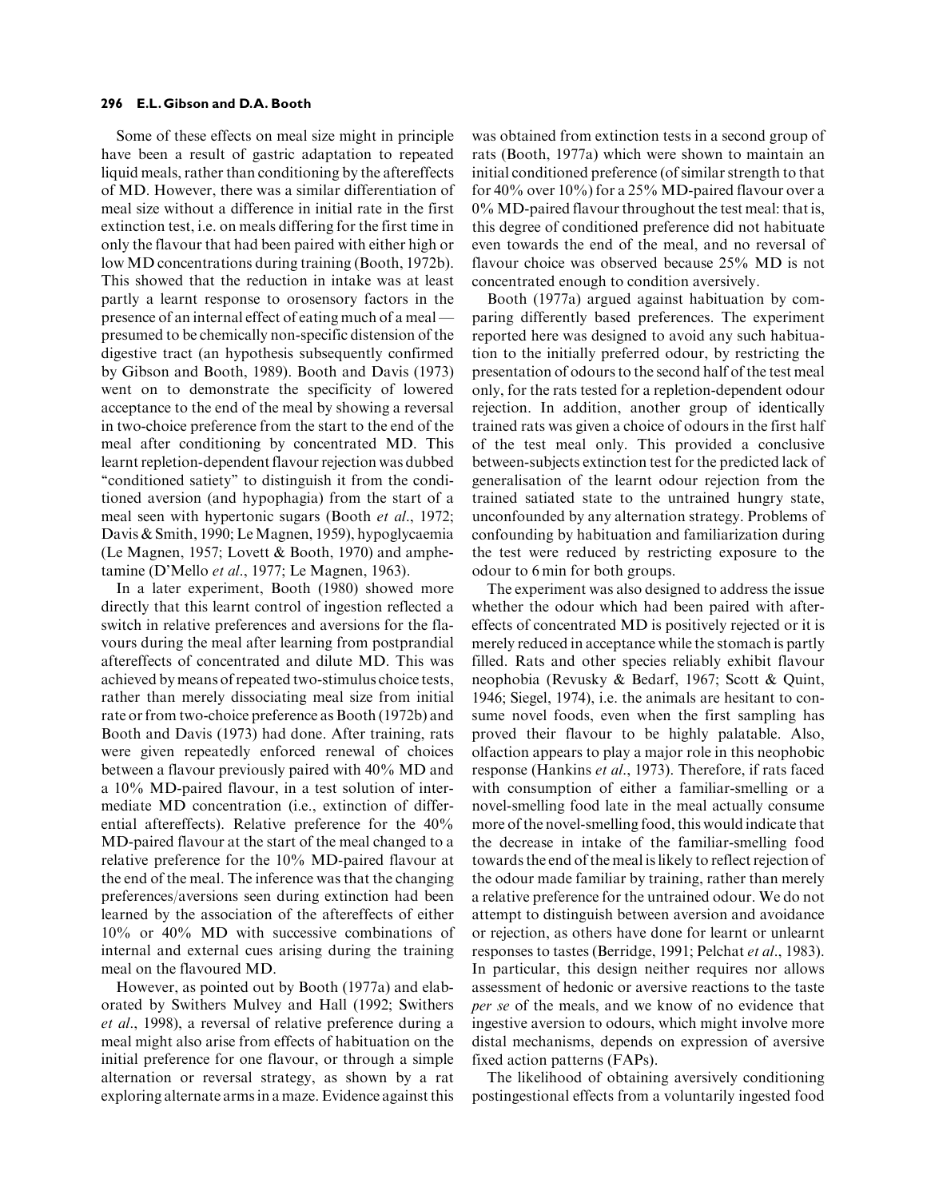Some of these effects on meal size might in principle have been a result of gastric adaptation to repeated liquid meals, rather than conditioning by the aftereffects of MD. However, there was a similar differentiation of meal size without a difference in initial rate in the first extinction test, i.e. on meals differing for the first time in only the flavour that had been paired with either high or low MD concentrations during training (Booth, 1972b). This showed that the reduction in intake was at least partly a learnt response to orosensory factors in the presence of an internal effect of eating much of a meal — presumed to be chemically non-specific distension of the digestive tract (an hypothesis subsequently confirmed by Gibson and Booth, 1989). Booth and Davis (1973) went on to demonstrate the specificity of lowered acceptance to the end of the meal by showing a reversal in two-choice preference from the start to the end of the meal after conditioning by concentrated MD. This learnt repletion-dependent flavour rejection was dubbed "conditioned satiety" to distinguish it from the conditioned aversion (and hypophagia) from the start of a meal seen with hypertonic sugars (Booth *et al*., 1972; Davis & Smith, 1990; Le Magnen, 1959), hypoglycaemia (Le Magnen, 1957; Lovett & Booth, 1970) and amphetamine (D'Mello *et al*., 1977; Le Magnen, 1963).

In a later experiment, Booth (1980) showed more directly that this learnt control of ingestion reflected a switch in relative preferences and aversions for the flavours during the meal after learning from postprandial aftereffects of concentrated and dilute MD. This was achieved by means of repeated two-stimulus choice tests, rather than merely dissociating meal size from initial rate or from two-choice preference as Booth (1972b) and Booth and Davis (1973) had done. After training, rats were given repeatedly enforced renewal of choices between a flavour previously paired with 40% MD and a 10% MD-paired flavour, in a test solution of intermediate MD concentration (i.e., extinction of differential aftereffects). Relative preference for the 40% MD-paired flavour at the start of the meal changed to a relative preference for the 10% MD-paired flavour at the end of the meal. The inference was that the changing preferences/aversions seen during extinction had been learned by the association of the aftereffects of either 10% or 40% MD with successive combinations of internal and external cues arising during the training meal on the flavoured MD.

However, as pointed out by Booth (1977a) and elaborated by Swithers Mulvey and Hall (1992; Swithers *et al*., 1998), a reversal of relative preference during a meal might also arise from effects of habituation on the initial preference for one flavour, or through a simple alternation or reversal strategy, as shown by a rat exploring alternate arms in a maze. Evidence against this was obtained from extinction tests in a second group of rats (Booth, 1977a) which were shown to maintain an initial conditioned preference (of similar strength to that for 40% over 10%) for a 25% MD-paired flavour over a 0% MD-paired flavour throughout the test meal: that is, this degree of conditioned preference did not habituate even towards the end of the meal, and no reversal of flavour choice was observed because 25% MD is not concentrated enough to condition aversively.

Booth (1977a) argued against habituation by comparing differently based preferences. The experiment reported here was designed to avoid any such habituation to the initially preferred odour, by restricting the presentation of odours to the second half of the test meal only, for the rats tested for a repletion-dependent odour rejection. In addition, another group of identically trained rats was given a choice of odours in the first half of the test meal only. This provided a conclusive between-subjects extinction test for the predicted lack of generalisation of the learnt odour rejection from the trained satiated state to the untrained hungry state, unconfounded by any alternation strategy. Problems of confounding by habituation and familiarization during the test were reduced by restricting exposure to the odour to 6 min for both groups.

The experiment was also designed to address the issue whether the odour which had been paired with aftereffects of concentrated MD is positively rejected or it is merely reduced in acceptance while the stomach is partly filled. Rats and other species reliably exhibit flavour neophobia (Revusky & Bedarf, 1967; Scott & Quint, 1946; Siegel, 1974), i.e. the animals are hesitant to consume novel foods, even when the first sampling has proved their flavour to be highly palatable. Also, olfaction appears to play a major role in this neophobic response (Hankins *et al*., 1973). Therefore, if rats faced with consumption of either a familiar-smelling or a novel-smelling food late in the meal actually consume more of the novel-smelling food, this would indicate that the decrease in intake of the familiar-smelling food towards the end of the meal is likely to reflect rejection of the odour made familiar by training, rather than merely a relative preference for the untrained odour. We do not attempt to distinguish between aversion and avoidance or rejection, as others have done for learnt or unlearnt responses to tastes (Berridge, 1991; Pelchat *et al*., 1983). In particular, this design neither requires nor allows assessment of hedonic or aversive reactions to the taste *per se* of the meals, and we know of no evidence that ingestive aversion to odours, which might involve more distal mechanisms, depends on expression of aversive fixed action patterns (FAPs).

The likelihood of obtaining aversively conditioning postingestional effects from a voluntarily ingested food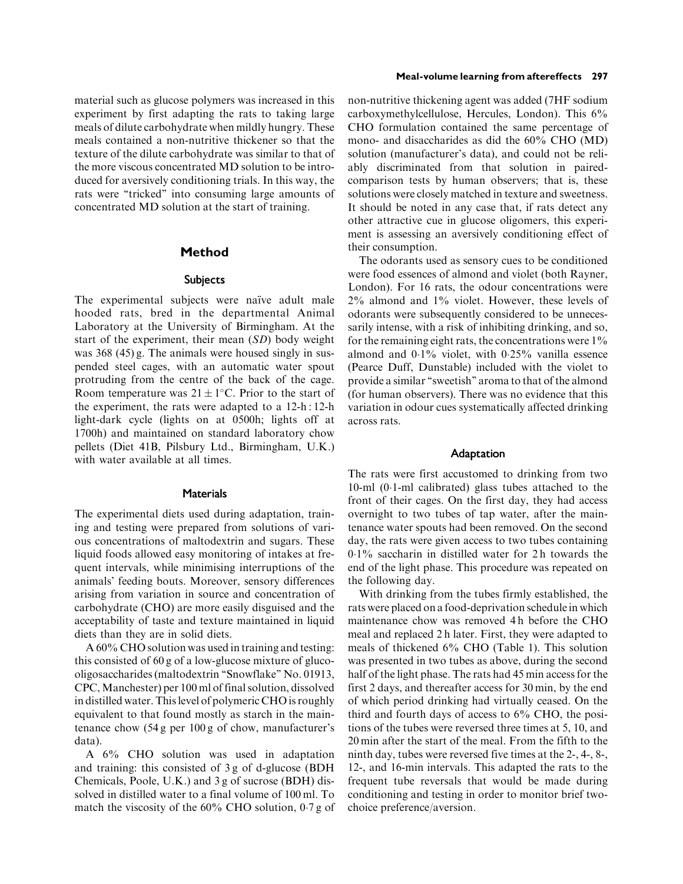material such as glucose polymers was increased in this experiment by first adapting the rats to taking large meals of dilute carbohydrate when mildly hungry. These meals contained a non-nutritive thickener so that the texture of the dilute carbohydrate was similar to that of the more viscous concentrated MD solution to be introduced for aversively conditioning trials. In this way, the rats were "tricked" into consuming large amounts of concentrated MD solution at the start of training.

## Method

### Subjects

The experimental subjects were naïve adult male hooded rats, bred in the departmental Animal Laboratory at the University of Birmingham. At the start of the experiment, their mean (*SD*) body weight was 368 (45) g. The animals were housed singly in suspended steel cages, with an automatic water spout protruding from the centre of the back of the cage. Room temperature was $21 \pm 1°C$. Prior to the start of the experiment, the rats were adapted to a 12-h : 12-h light-dark cycle (lights on at 0500h; lights off at 1700h) and maintained on standard laboratory chow pellets (Diet 41B, Pilsbury Ltd., Birmingham, U.K.) with water available at all times.

### Materials

The experimental diets used during adaptation, training and testing were prepared from solutions of various concentrations of maltodextrin and sugars. These liquid foods allowed easy monitoring of intakes at frequent intervals, while minimising interruptions of the animals' feeding bouts. Moreover, sensory differences arising from variation in source and concentration of carbohydrate (CHO) are more easily disguised and the acceptability of taste and texture maintained in liquid diets than they are in solid diets.

A 60% CHO solution was used in training and testing: this consisted of 60 g of a low-glucose mixture of gluco-oligosaccharides (maltodextrin "Snowflake" No. 01913, CPC, Manchester) per 100 ml of final solution, dissolved in distilled water. This level of polymeric CHO is roughly equivalent to that found mostly as starch in the maintenance chow (54 g per 100 g of chow, manufacturer's data).

A 6% CHO solution was used in adaptation and training: this consisted of 3 g of d-glucose (BDH Chemicals, Poole, U.K.) and 3 g of sucrose (BDH) dissolved in distilled water to a final volume of 100 ml. To match the viscosity of the 60% CHO solution, 0·7 g of non-nutritive thickening agent was added (7HF sodium carboxymethylcellulose, Hercules, London). This 6% CHO formulation contained the same percentage of mono- and disaccharides as did the 60% CHO (MD) solution (manufacturer's data), and could not be reliably discriminated from that solution in paired-comparison tests by human observers; that is, these solutions were closely matched in texture and sweetness. It should be noted in any case that, if rats detect any other attractive cue in glucose oligomers, this experiment is assessing an aversively conditioning effect of their consumption.

The odorants used as sensory cues to be conditioned were food essences of almond and violet (both Rayner, London). For 16 rats, the odour concentrations were 2% almond and 1% violet. However, these levels of odorants were subsequently considered to be unnecessarily intense, with a risk of inhibiting drinking, and so, for the remaining eight rats, the concentrations were 1% almond and 0·1% violet, with 0·25% vanilla essence (Pearce Duff, Dunstable) included with the violet to provide a similar "sweetish" aroma to that of the almond (for human observers). There was no evidence that this variation in odour cues systematically affected drinking across rats.

### Adaptation

The rats were first accustomed to drinking from two 10-ml (0·1-ml calibrated) glass tubes attached to the front of their cages. On the first day, they had access overnight to two tubes of tap water, after the maintenance water spouts had been removed. On the second day, the rats were given access to two tubes containing 0·1% saccharin in distilled water for 2 h towards the end of the light phase. This procedure was repeated on the following day.

With drinking from the tubes firmly established, the rats were placed on a food-deprivation schedule in which maintenance chow was removed 4 h before the CHO meal and replaced 2 h later. First, they were adapted to meals of thickened 6% CHO (Table 1). This solution was presented in two tubes as above, during the second half of the light phase. The rats had 45 min access for the first 2 days, and thereafter access for 30 min, by the end of which period drinking had virtually ceased. On the third and fourth days of access to 6% CHO, the positions of the tubes were reversed three times at 5, 10, and 20 min after the start of the meal. From the fifth to the ninth day, tubes were reversed five times at the 2-, 4-, 8-, 12-, and 16-min intervals. This adapted the rats to the frequent tube reversals that would be made during conditioning and testing in order to monitor brief two-choice preference/aversion.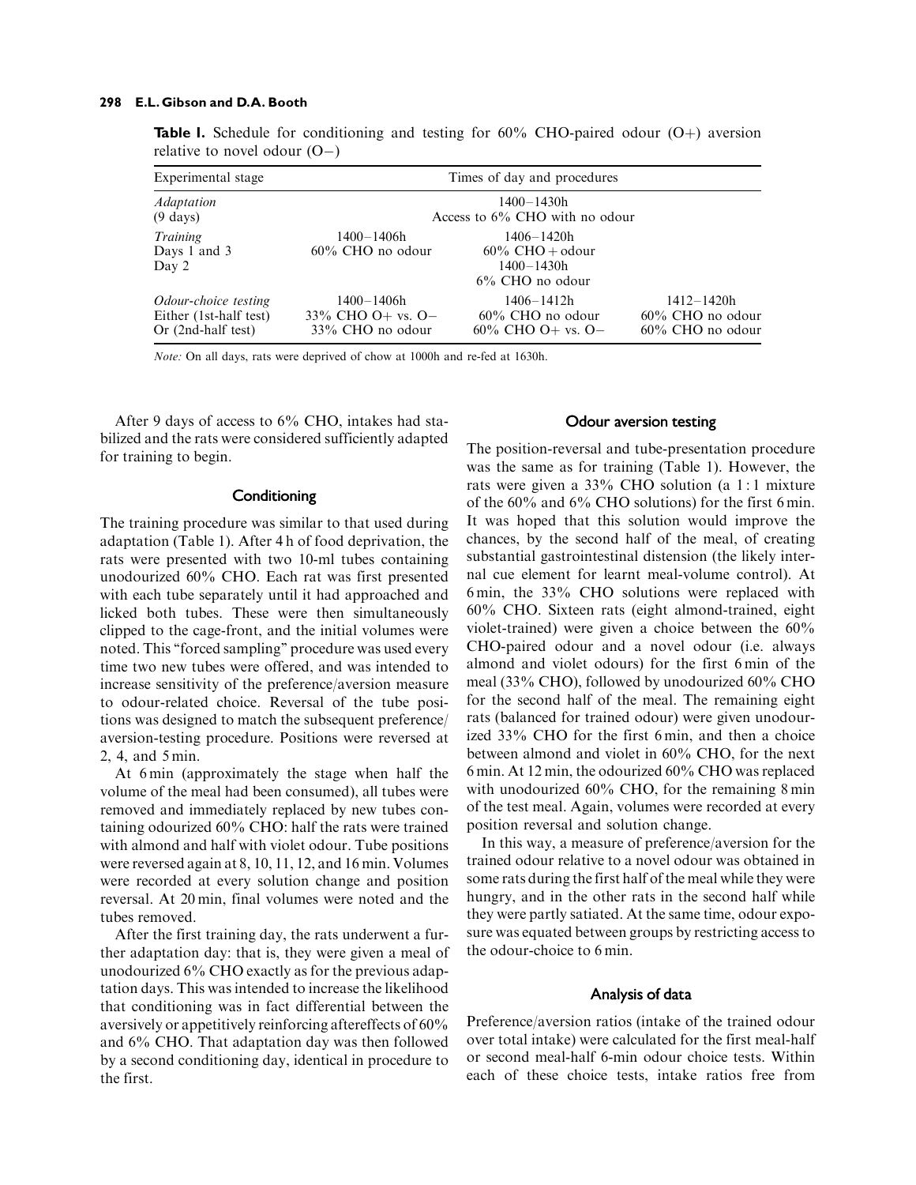**Table I.** Schedule for conditioning and testing for 60% CHO-paired odour (O+) aversion relative to novel odour (O−)

| Experimental stage | Times of day and procedures | | |
|---|---|---|---|
| *Adaptation* (9 days) | 1400–1430h Access to 6% CHO with no odour | | |
| *Training* Days 1 and 3 | 1400–1406h 60% CHO no odour | 1406–1420h 60% CHO + odour | |
| Day 2 | | 1400–1430h 6% CHO no odour | |
| *Odour-choice testing* | 1400–1406h | 1406–1412h | 1412–1420h |
| Either (1st-half test) | 33% CHO O+ vs. O− | 60% CHO no odour | 60% CHO no odour |
| Or (2nd-half test) | 33% CHO no odour | 60% CHO O+ vs. O− | 60% CHO no odour |

*Note:* On all days, rats were deprived of chow at 1000h and re-fed at 1630h.

After 9 days of access to 6% CHO, intakes had stabilized and the rats were considered sufficiently adapted for training to begin.

### Conditioning

The training procedure was similar to that used during adaptation (Table 1). After 4 h of food deprivation, the rats were presented with two 10-ml tubes containing unodourized 60% CHO. Each rat was first presented with each tube separately until it had approached and licked both tubes. These were then simultaneously clipped to the cage-front, and the initial volumes were noted. This "forced sampling" procedure was used every time two new tubes were offered, and was intended to increase sensitivity of the preference/aversion measure to odour-related choice. Reversal of the tube positions was designed to match the subsequent preference/aversion-testing procedure. Positions were reversed at 2, 4, and 5 min.

At 6 min (approximately the stage when half the volume of the meal had been consumed), all tubes were removed and immediately replaced by new tubes containing odourized 60% CHO: half the rats were trained with almond and half with violet odour. Tube positions were reversed again at 8, 10, 11, 12, and 16 min. Volumes were recorded at every solution change and position reversal. At 20 min, final volumes were noted and the tubes removed.

After the first training day, the rats underwent a further adaptation day: that is, they were given a meal of unodourized 6% CHO exactly as for the previous adaptation days. This was intended to increase the likelihood that conditioning was in fact differential between the aversively or appetitively reinforcing aftereffects of 60% and 6% CHO. That adaptation day was then followed by a second conditioning day, identical in procedure to the first.

### Odour aversion testing

The position-reversal and tube-presentation procedure was the same as for training (Table 1). However, the rats were given a 33% CHO solution (a 1 : 1 mixture of the 60% and 6% CHO solutions) for the first 6 min. It was hoped that this solution would improve the chances, by the second half of the meal, of creating substantial gastrointestinal distension (the likely internal cue element for learnt meal-volume control). At 6 min, the 33% CHO solutions were replaced with 60% CHO. Sixteen rats (eight almond-trained, eight violet-trained) were given a choice between the 60% CHO-paired odour and a novel odour (i.e. always almond and violet odours) for the first 6 min of the meal (33% CHO), followed by unodourized 60% CHO for the second half of the meal. The remaining eight rats (balanced for trained odour) were given unodourized 33% CHO for the first 6 min, and then a choice between almond and violet in 60% CHO, for the next 6 min. At 12 min, the odourized 60% CHO was replaced with unodourized 60% CHO, for the remaining 8 min of the test meal. Again, volumes were recorded at every position reversal and solution change.

In this way, a measure of preference/aversion for the trained odour relative to a novel odour was obtained in some rats during the first half of the meal while they were hungry, and in the other rats in the second half while they were partly satiated. At the same time, odour exposure was equated between groups by restricting access to the odour-choice to 6 min.

### Analysis of data

Preference/aversion ratios (intake of the trained odour over total intake) were calculated for the first meal-half or second meal-half 6-min odour choice tests. Within each of these choice tests, intake ratios free from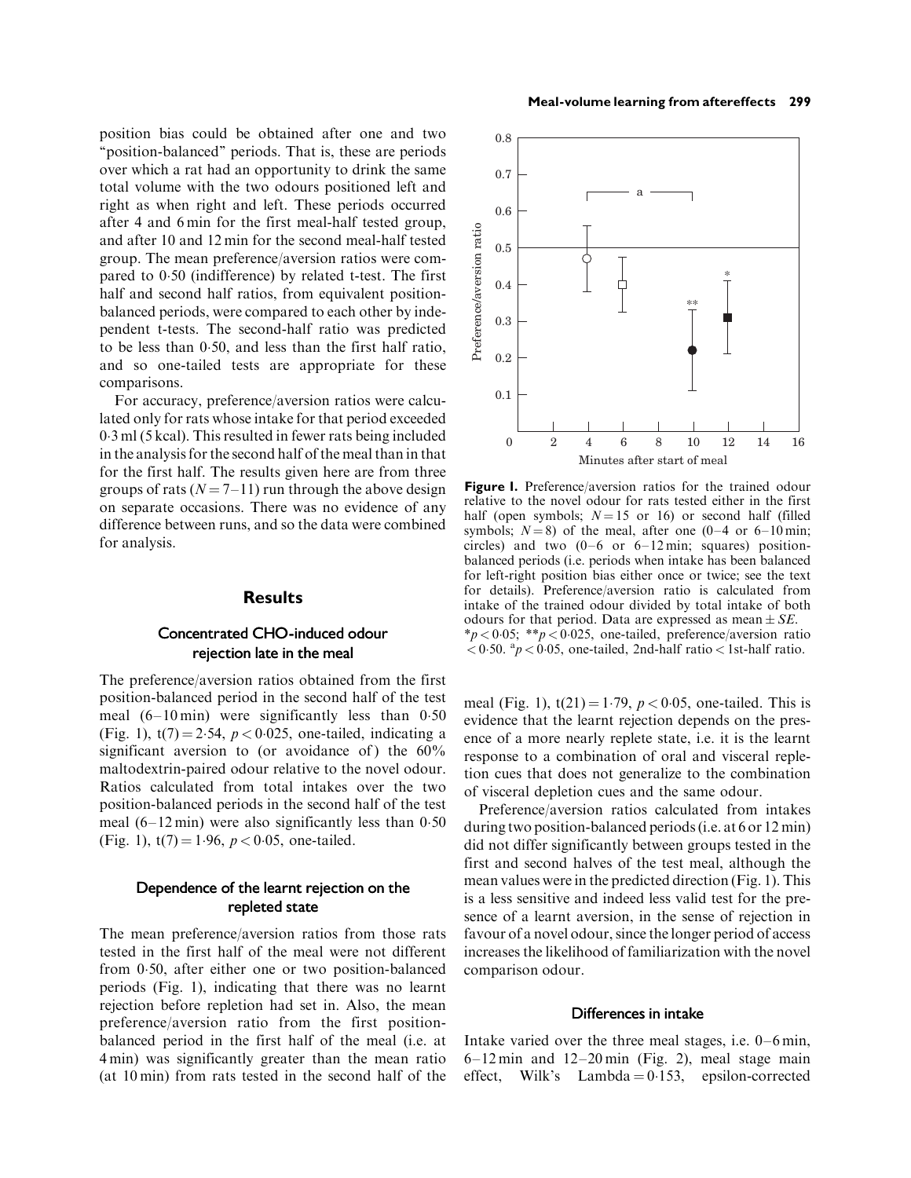position bias could be obtained after one and two "position-balanced" periods. That is, these are periods over which a rat had an opportunity to drink the same total volume with the two odours positioned left and right as when right and left. These periods occurred after 4 and 6 min for the first meal-half tested group, and after 10 and 12 min for the second meal-half tested group. The mean preference/aversion ratios were compared to 0·50 (indifference) by related t-test. The first half and second half ratios, from equivalent position-balanced periods, were compared to each other by independent t-tests. The second-half ratio was predicted to be less than 0·50, and less than the first half ratio, and so one-tailed tests are appropriate for these comparisons.

For accuracy, preference/aversion ratios were calculated only for rats whose intake for that period exceeded 0·3 ml (5 kcal). This resulted in fewer rats being included in the analysis for the second half of the meal than in that for the first half. The results given here are from three groups of rats ($N = 7–11$) run through the above design on separate occasions. There was no evidence of any difference between runs, and so the data were combined for analysis.

## Results

### Concentrated CHO-induced odour rejection late in the meal

The preference/aversion ratios obtained from the first position-balanced period in the second half of the test meal (6–10 min) were significantly less than 0·50 (Fig. 1), $t(7) = 2{\cdot}54$, $p < 0{\cdot}025$, one-tailed, indicating a significant aversion to (or avoidance of) the 60% maltodextrin-paired odour relative to the novel odour. Ratios calculated from total intakes over the two position-balanced periods in the second half of the test meal (6–12 min) were also significantly less than 0·50 (Fig. 1), $t(7) = 1{\cdot}96$, $p < 0{\cdot}05$, one-tailed.

### Dependence of the learnt rejection on the repleted state

The mean preference/aversion ratios from those rats tested in the first half of the meal were not different from 0·50, after either one or two position-balanced periods (Fig. 1), indicating that there was no learnt rejection before repletion had set in. Also, the mean preference/aversion ratio from the first position-balanced period in the first half of the meal (i.e. at 4 min) was significantly greater than the mean ratio (at 10 min) from rats tested in the second half of the meal (Fig. 1), $t(21) = 1{\cdot}79$, $p < 0{\cdot}05$, one-tailed. This is evidence that the learnt rejection depends on the presence of a more nearly replete state, i.e. it is the learnt response to a combination of oral and visceral repletion cues that does not generalize to the combination of visceral depletion cues and the same odour.

Preference/aversion ratios calculated from intakes during two position-balanced periods (i.e. at 6 or 12 min) did not differ significantly between groups tested in the first and second halves of the test meal, although the mean values were in the predicted direction (Fig. 1). This is a less sensitive and indeed less valid test for the presence of a learnt aversion, in the sense of rejection in favour of a novel odour, since the longer period of access increases the likelihood of familiarization with the novel comparison odour.

**Figure 1.** Preference/aversion ratios for the trained odour relative to the novel odour for rats tested either in the first half (open symbols; $N = 15$ or 16) or second half (filled symbols; $N = 8$) of the meal, after one (0–4 or 6–10 min; circles) and two (0–6 or 6–12 min; squares) position-balanced periods (i.e. periods when intake has been balanced for left-right position bias either once or twice; see the text for details). Preference/aversion ratio is calculated from intake of the trained odour divided by total intake of both odours for that period. Data are expressed as mean ± *SE*. *$p < 0{\cdot}05$; **$p < 0{\cdot}025$, one-tailed, preference/aversion ratio $< 0{\cdot}50$. [a]$p < 0{\cdot}05$, one-tailed, 2nd-half ratio < 1st-half ratio.

### Differences in intake

Intake varied over the three meal stages, i.e. 0–6 min, 6–12 min and 12–20 min (Fig. 2), meal stage main effect, Wilk's Lambda = 0·153, epsilon-corrected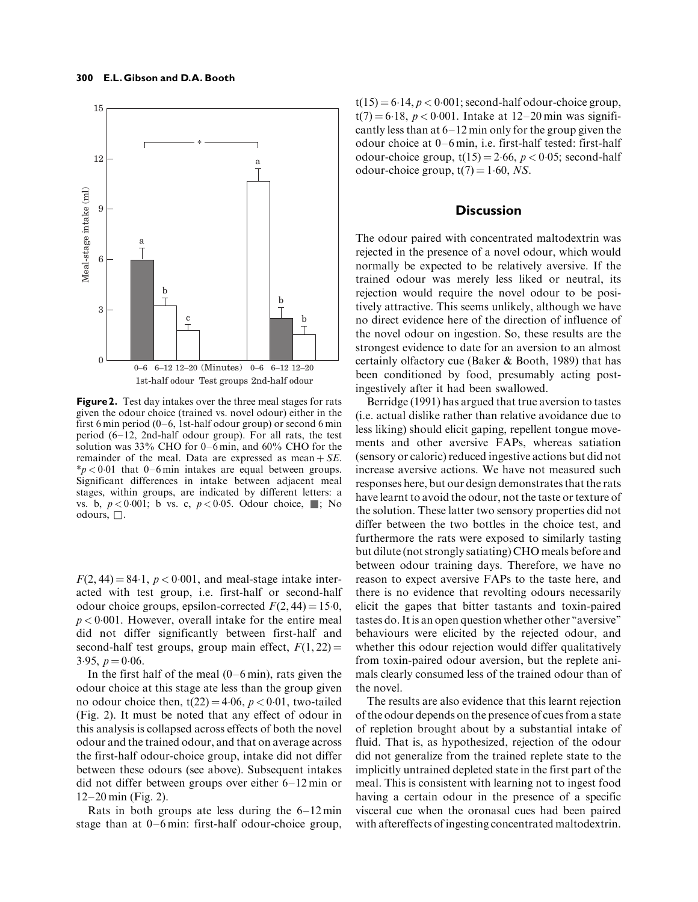15

12

9

6

3

0

Meal-stage intake (ml)

*

a

b

c

a

b

b

0–6 6–12 12–20 (Minutes) 0–6 6–12 12–20

1st-half odour Test groups 2nd-half odour

**Figure 2.** Test day intakes over the three meal stages for rats given the odour choice (trained vs. novel odour) either in the first 6 min period (0–6, 1st-half odour group) or second 6 min period (6–12, 2nd-half odour group). For all rats, the test solution was 33% CHO for 0–6 min, and 60% CHO for the remainder of the meal. Data are expressed as mean + *SE*. \*$p < 0{\cdot}01$ that 0–6 min intakes are equal between groups. Significant differences in intake between adjacent meal stages, within groups, are indicated by different letters: a vs. b, $p < 0{\cdot}001$; b vs. c, $p < 0{\cdot}05$. Odour choice, ■; No odours, □.

$F(2, 44) = 84{\cdot}1$, $p < 0{\cdot}001$, and meal-stage intake interacted with test group, i.e. first-half or second-half odour choice groups, epsilon-corrected $F(2, 44) = 15{\cdot}0$, $p < 0{\cdot}001$. However, overall intake for the entire meal did not differ significantly between first-half and second-half test groups, group main effect, $F(1, 22) = 3{\cdot}95$, $p = 0{\cdot}06$.

In the first half of the meal (0–6 min), rats given the odour choice at this stage ate less than the group given no odour choice then, $t(22) = 4{\cdot}06$, $p < 0{\cdot}01$, two-tailed (Fig. 2). It must be noted that any effect of odour in this analysis is collapsed across effects of both the novel odour and the trained odour, and that on average across the first-half odour-choice group, intake did not differ between these odours (see above). Subsequent intakes did not differ between groups over either 6–12 min or 12–20 min (Fig. 2).

Rats in both groups ate less during the 6–12 min stage than at 0–6 min: first-half odour-choice group, $t(15) = 6{\cdot}14$, $p < 0{\cdot}001$; second-half odour-choice group, $t(7) = 6{\cdot}18$, $p < 0{\cdot}001$. Intake at 12–20 min was significantly less than at 6–12 min only for the group given the odour choice at 0–6 min, i.e. first-half tested: first-half odour-choice group, $t(15) = 2{\cdot}66$, $p < 0{\cdot}05$; second-half odour-choice group, $t(7) = 1{\cdot}60$, *NS*.

## Discussion

The odour paired with concentrated maltodextrin was rejected in the presence of a novel odour, which would normally be expected to be relatively aversive. If the trained odour was merely less liked or neutral, its rejection would require the novel odour to be positively attractive. This seems unlikely, although we have no direct evidence here of the direction of influence of the novel odour on ingestion. So, these results are the strongest evidence to date for an aversion to an almost certainly olfactory cue (Baker & Booth, 1989) that has been conditioned by food, presumably acting post-ingestively after it had been swallowed.

Berridge (1991) has argued that true aversion to tastes (i.e. actual dislike rather than relative avoidance due to less liking) should elicit gaping, repellent tongue movements and other aversive FAPs, whereas satiation (sensory or caloric) reduced ingestive actions but did not increase aversive actions. We have not measured such responses here, but our design demonstrates that the rats have learnt to avoid the odour, not the taste or texture of the solution. These latter two sensory properties did not differ between the two bottles in the choice test, and furthermore the rats were exposed to similarly tasting but dilute (not strongly satiating) CHO meals before and between odour training days. Therefore, we have no reason to expect aversive FAPs to the taste here, and there is no evidence that revolting odours necessarily elicit the gapes that bitter tastants and toxin-paired tastes do. It is an open question whether other "aversive" behaviours were elicited by the rejected odour, and whether this odour rejection would differ qualitatively from toxin-paired odour aversion, but the replete animals clearly consumed less of the trained odour than of the novel.

The results are also evidence that this learnt rejection of the odour depends on the presence of cues from a state of repletion brought about by a substantial intake of fluid. That is, as hypothesized, rejection of the odour did not generalize from the trained replete state to the implicitly untrained depleted state in the first part of the meal. This is consistent with learning not to ingest food having a certain odour in the presence of a specific visceral cue when the oronasal cues had been paired with aftereffects of ingesting concentrated maltodextrin.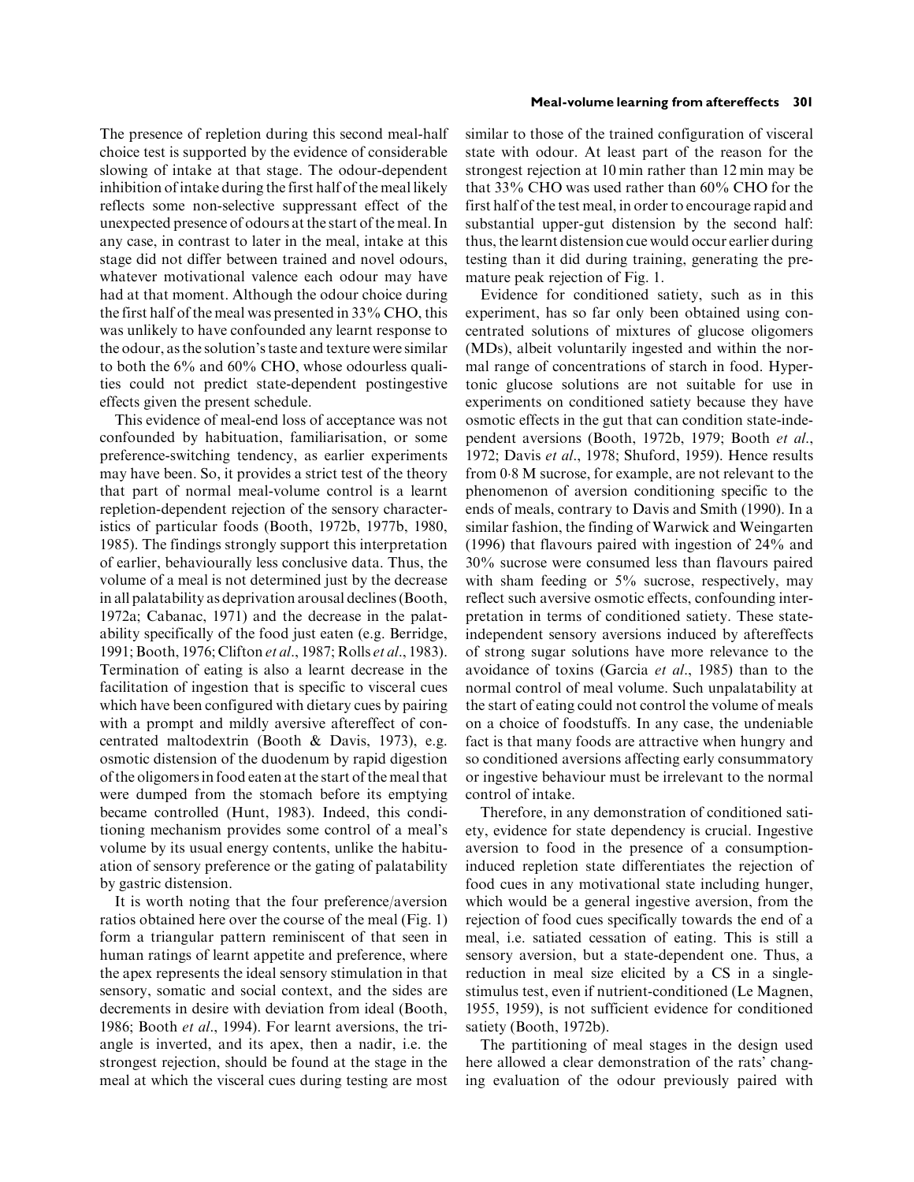The presence of repletion during this second meal-half choice test is supported by the evidence of considerable slowing of intake at that stage. The odour-dependent inhibition of intake during the first half of the meal likely reflects some non-selective suppressant effect of the unexpected presence of odours at the start of the meal. In any case, in contrast to later in the meal, intake at this stage did not differ between trained and novel odours, whatever motivational valence each odour may have had at that moment. Although the odour choice during the first half of the meal was presented in 33% CHO, this was unlikely to have confounded any learnt response to the odour, as the solution's taste and texture were similar to both the 6% and 60% CHO, whose odourless qualities could not predict state-dependent postingestive effects given the present schedule.

This evidence of meal-end loss of acceptance was not confounded by habituation, familiarisation, or some preference-switching tendency, as earlier experiments may have been. So, it provides a strict test of the theory that part of normal meal-volume control is a learnt repletion-dependent rejection of the sensory characteristics of particular foods (Booth, 1972b, 1977b, 1980, 1985). The findings strongly support this interpretation of earlier, behaviourally less conclusive data. Thus, the volume of a meal is not determined just by the decrease in all palatability as deprivation arousal declines (Booth, 1972a; Cabanac, 1971) and the decrease in the palatability specifically of the food just eaten (e.g. Berridge, 1991; Booth, 1976; Clifton *et al.*, 1987; Rolls *et al.*, 1983). Termination of eating is also a learnt decrease in the facilitation of ingestion that is specific to visceral cues which have been configured with dietary cues by pairing with a prompt and mildly aversive aftereffect of concentrated maltodextrin (Booth & Davis, 1973), e.g. osmotic distension of the duodenum by rapid digestion of the oligomers in food eaten at the start of the meal that were dumped from the stomach before its emptying became controlled (Hunt, 1983). Indeed, this conditioning mechanism provides some control of a meal's volume by its usual energy contents, unlike the habituation of sensory preference or the gating of palatability by gastric distension.

It is worth noting that the four preference/aversion ratios obtained here over the course of the meal (Fig. 1) form a triangular pattern reminiscent of that seen in human ratings of learnt appetite and preference, where the apex represents the ideal sensory stimulation in that sensory, somatic and social context, and the sides are decrements in desire with deviation from ideal (Booth, 1986; Booth *et al.*, 1994). For learnt aversions, the triangle is inverted, and its apex, then a nadir, i.e. the strongest rejection, should be found at the stage in the meal at which the visceral cues during testing are most similar to those of the trained configuration of visceral state with odour. At least part of the reason for the strongest rejection at 10 min rather than 12 min may be that 33% CHO was used rather than 60% CHO for the first half of the test meal, in order to encourage rapid and substantial upper-gut distension by the second half: thus, the learnt distension cue would occur earlier during testing than it did during training, generating the premature peak rejection of Fig. 1.

Evidence for conditioned satiety, such as in this experiment, has so far only been obtained using concentrated solutions of mixtures of glucose oligomers (MDs), albeit voluntarily ingested and within the normal range of concentrations of starch in food. Hypertonic glucose solutions are not suitable for use in experiments on conditioned satiety because they have osmotic effects in the gut that can condition state-independent aversions (Booth, 1972b, 1979; Booth *et al.*, 1972; Davis *et al.*, 1978; Shuford, 1959). Hence results from 0·8 M sucrose, for example, are not relevant to the phenomenon of aversion conditioning specific to the ends of meals, contrary to Davis and Smith (1990). In a similar fashion, the finding of Warwick and Weingarten (1996) that flavours paired with ingestion of 24% and 30% sucrose were consumed less than flavours paired with sham feeding or 5% sucrose, respectively, may reflect such aversive osmotic effects, confounding interpretation in terms of conditioned satiety. These state-independent sensory aversions induced by aftereffects of strong sugar solutions have more relevance to the avoidance of toxins (Garcia *et al.*, 1985) than to the normal control of meal volume. Such unpalatability at the start of eating could not control the volume of meals on a choice of foodstuffs. In any case, the undeniable fact is that many foods are attractive when hungry and so conditioned aversions affecting early consummatory or ingestive behaviour must be irrelevant to the normal control of intake.

Therefore, in any demonstration of conditioned satiety, evidence for state dependency is crucial. Ingestive aversion to food in the presence of a consumption-induced repletion state differentiates the rejection of food cues in any motivational state including hunger, which would be a general ingestive aversion, from the rejection of food cues specifically towards the end of a meal, i.e. satiated cessation of eating. This is still a sensory aversion, but a state-dependent one. Thus, a reduction in meal size elicited by a CS in a single-stimulus test, even if nutrient-conditioned (Le Magnen, 1955, 1959), is not sufficient evidence for conditioned satiety (Booth, 1972b).

The partitioning of meal stages in the design used here allowed a clear demonstration of the rats' changing evaluation of the odour previously paired with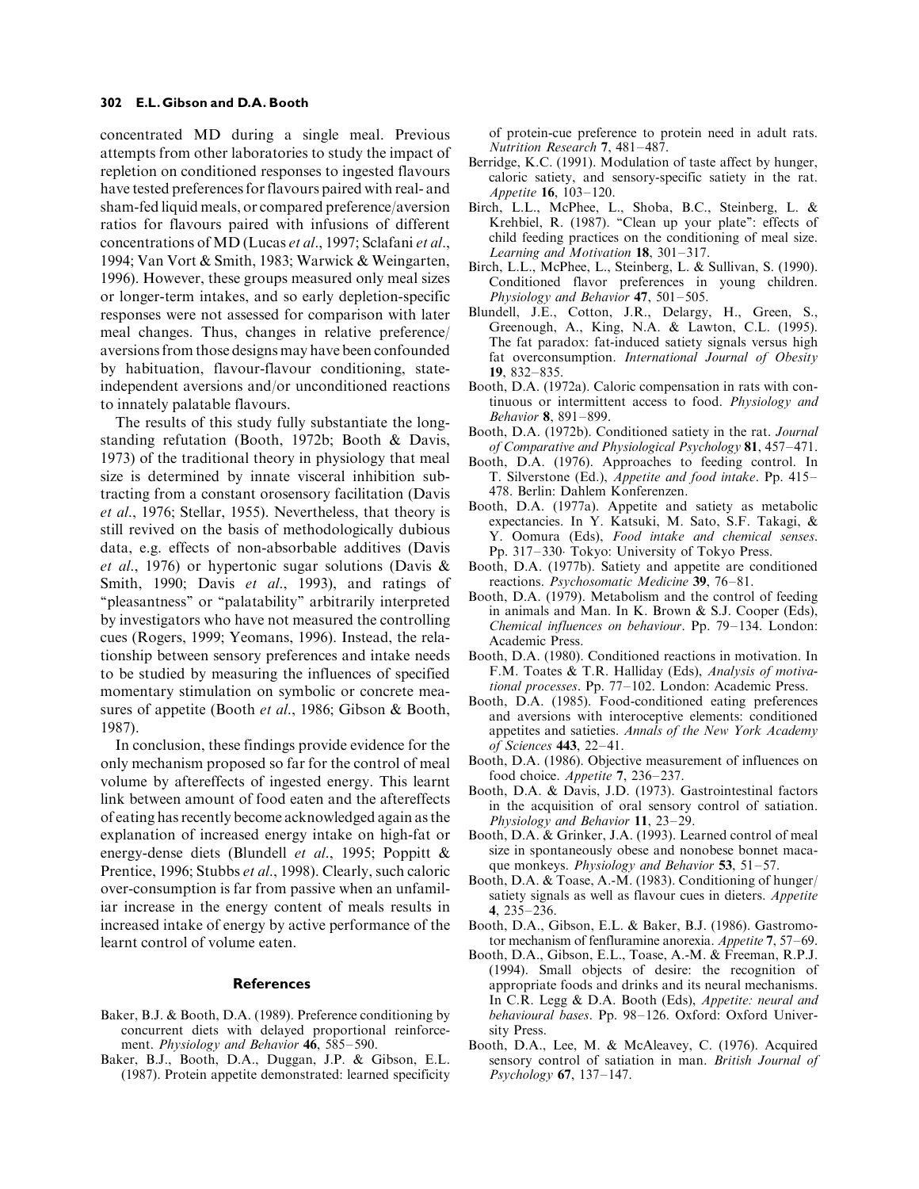concentrated MD during a single meal. Previous attempts from other laboratories to study the impact of repletion on conditioned responses to ingested flavours have tested preferences for flavours paired with real- and sham-fed liquid meals, or compared preference/aversion ratios for flavours paired with infusions of different concentrations of MD (Lucas *et al*., 1997; Sclafani *et al*., 1994; Van Vort & Smith, 1983; Warwick & Weingarten, 1996). However, these groups measured only meal sizes or longer-term intakes, and so early depletion-specific responses were not assessed for comparison with later meal changes. Thus, changes in relative preference/aversions from those designs may have been confounded by habituation, flavour-flavour conditioning, state-independent aversions and/or unconditioned reactions to innately palatable flavours.

The results of this study fully substantiate the long-standing refutation (Booth, 1972b; Booth & Davis, 1973) of the traditional theory in physiology that meal size is determined by innate visceral inhibition subtracting from a constant orosensory facilitation (Davis *et al*., 1976; Stellar, 1955). Nevertheless, that theory is still revived on the basis of methodologically dubious data, e.g. effects of non-absorbable additives (Davis *et al*., 1976) or hypertonic sugar solutions (Davis & Smith, 1990; Davis *et al*., 1993), and ratings of "pleasantness" or "palatability" arbitrarily interpreted by investigators who have not measured the controlling cues (Rogers, 1999; Yeomans, 1996). Instead, the relationship between sensory preferences and intake needs to be studied by measuring the influences of specified momentary stimulation on symbolic or concrete measures of appetite (Booth *et al*., 1986; Gibson & Booth, 1987).

In conclusion, these findings provide evidence for the only mechanism proposed so far for the control of meal volume by aftereffects of ingested energy. This learnt link between amount of food eaten and the aftereffects of eating has recently become acknowledged again as the explanation of increased energy intake on high-fat or energy-dense diets (Blundell *et al*., 1995; Poppitt & Prentice, 1996; Stubbs *et al*., 1998). Clearly, such caloric over-consumption is far from passive when an unfamiliar increase in the energy content of meals results in increased intake of energy by active performance of the learnt control of volume eaten.

## References

Baker, B.J. & Booth, D.A. (1989). Preference conditioning by concurrent diets with delayed proportional reinforcement. *Physiology and Behavior* **46**, 585–590.

Baker, B.J., Booth, D.A., Duggan, J.P. & Gibson, E.L. (1987). Protein appetite demonstrated: learned specificity of protein-cue preference to protein need in adult rats. *Nutrition Research* **7**, 481–487.

Berridge, K.C. (1991). Modulation of taste affect by hunger, caloric satiety, and sensory-specific satiety in the rat. *Appetite* **16**, 103–120.

Birch, L.L., McPhee, L., Shoba, B.C., Steinberg, L. & Krehbiel, R. (1987). "Clean up your plate": effects of child feeding practices on the conditioning of meal size. *Learning and Motivation* **18**, 301–317.

Birch, L.L., McPhee, L., Steinberg, L. & Sullivan, S. (1990). Conditioned flavor preferences in young children. *Physiology and Behavior* **47**, 501–505.

Blundell, J.E., Cotton, J.R., Delargy, H., Green, S., Greenough, A., King, N.A. & Lawton, C.L. (1995). The fat paradox: fat-induced satiety signals versus high fat overconsumption. *International Journal of Obesity* **19**, 832–835.

Booth, D.A. (1972a). Caloric compensation in rats with continuous or intermittent access to food. *Physiology and Behavior* **8**, 891–899.

Booth, D.A. (1972b). Conditioned satiety in the rat. *Journal of Comparative and Physiological Psychology* **81**, 457–471.

Booth, D.A. (1976). Approaches to feeding control. In T. Silverstone (Ed.), *Appetite and food intake*. Pp. 415–478. Berlin: Dahlem Konferenzen.

Booth, D.A. (1977a). Appetite and satiety as metabolic expectancies. In Y. Katsuki, M. Sato, S.F. Takagi, & Y. Oomura (Eds), *Food intake and chemical senses*. Pp. 317–330. Tokyo: University of Tokyo Press.

Booth, D.A. (1977b). Satiety and appetite are conditioned reactions. *Psychosomatic Medicine* **39**, 76–81.

Booth, D.A. (1979). Metabolism and the control of feeding in animals and Man. In K. Brown & S.J. Cooper (Eds), *Chemical influences on behaviour*. Pp. 79–134. London: Academic Press.

Booth, D.A. (1980). Conditioned reactions in motivation. In F.M. Toates & T.R. Halliday (Eds), *Analysis of motivational processes*. Pp. 77–102. London: Academic Press.

Booth, D.A. (1985). Food-conditioned eating preferences and aversions with interoceptive elements: conditioned appetites and satieties. *Annals of the New York Academy of Sciences* **443**, 22–41.

Booth, D.A. (1986). Objective measurement of influences on food choice. *Appetite* **7**, 236–237.

Booth, D.A. & Davis, J.D. (1973). Gastrointestinal factors in the acquisition of oral sensory control of satiation. *Physiology and Behavior* **11**, 23–29.

Booth, D.A. & Grinker, J.A. (1993). Learned control of meal size in spontaneously obese and nonobese bonnet macaque monkeys. *Physiology and Behavior* **53**, 51–57.

Booth, D.A. & Toase, A.-M. (1983). Conditioning of hunger/satiety signals as well as flavour cues in dieters. *Appetite* **4**, 235–236.

Booth, D.A., Gibson, E.L. & Baker, B.J. (1986). Gastromotor mechanism of fenfluramine anorexia. *Appetite* **7**, 57–69.

Booth, D.A., Gibson, E.L., Toase, A.-M. & Freeman, R.P.J. (1994). Small objects of desire: the recognition of appropriate foods and drinks and its neural mechanisms. In C.R. Legg & D.A. Booth (Eds), *Appetite: neural and behavioural bases*. Pp. 98–126. Oxford: Oxford University Press.

Booth, D.A., Lee, M. & McAleavey, C. (1976). Acquired sensory control of satiation in man. *British Journal of Psychology* **67**, 137–147.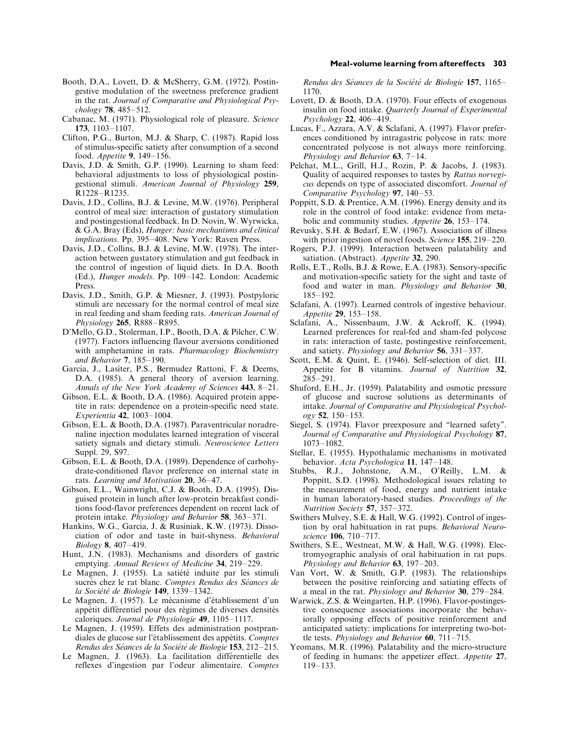Booth, D.A., Lovett, D. & McSherry, G.M. (1972). Postingestive modulation of the sweetness preference gradient in the rat. *Journal of Comparative and Physiological Psychology* **78**, 485–512.

Cabanac, M. (1971). Physiological role of pleasure. *Science* **173**, 1103–1107.

Clifton, P.G., Burton, M.J. & Sharp, C. (1987). Rapid loss of stimulus-specific satiety after consumption of a second food. *Appetite* **9**, 149–156.

Davis, J.D. & Smith, G.P. (1990). Learning to sham feed: behavioral adjustments to loss of physiological postingestional stimuli. *American Journal of Physiology* **259**, R1228–R1235.

Davis, J.D., Collins, B.J. & Levine, M.W. (1976). Peripheral control of meal size: interaction of gustatory stimulation and postingestional feedback. In D. Novin, W. Wyrwicka, & G.A. Bray (Eds), *Hunger: basic mechanisms and clinical implications*. Pp. 395–408. New York: Raven Press.

Davis, J.D., Collins, B.J. & Levine, M.W. (1978). The interaction between gustatory stimulation and gut feedback in the control of ingestion of liquid diets. In D.A. Booth (Ed.), *Hunger models*. Pp. 109–142. London: Academic Press.

Davis, J.D., Smith, G.P. & Miesner, J. (1993). Postpyloric stimuli are necessary for the normal control of meal size in real feeding and sham feeding rats. *American Journal of Physiology* **265**, R888–R895.

D'Mello, G.D., Stolerman, I.P., Booth, D.A. & Pilcher, C.W. (1977). Factors influencing flavour aversions conditioned with amphetamine in rats. *Pharmacology Biochemistry and Behavior* **7**, 185–190.

Garcia, J., Lasiter, P.S., Bermudez Rattoni, F. & Deems, D.A. (1985). A general theory of aversion learning. *Annals of the New York Academy of Sciences* **443**, 8–21.

Gibson, E.L. & Booth, D.A. (1986). Acquired protein appetite in rats: dependence on a protein-specific need state. *Experientia* **42**, 1003–1004.

Gibson, E.L. & Booth, D.A. (1987). Paraventricular noradrenaline injection modulates learned integration of visceral satiety signals and dietary stimuli. *Neuroscience Letters* Suppl. 29, S97.

Gibson, E.L. & Booth, D.A. (1989). Dependence of carbohydrate-conditioned flavor preference on internal state in rats. *Learning and Motivation* **20**, 36–47.

Gibson, E.L., Wainwright, C.J. & Booth, D.A. (1995). Disguised protein in lunch after low-protein breakfast conditions food-flavor preferences dependent on recent lack of protein intake. *Physiology and Behavior* **58**, 363–371.

Hankins, W.G., Garcia, J. & Rusiniak, K.W. (1973). Dissociation of odor and taste in bait-shyness. *Behavioral Biology* **8**, 407–419.

Hunt, J.N. (1983). Mechanisms and disorders of gastric emptying. *Annual Reviews of Medicine* **34**, 219–229.

Le Magnen, J. (1955). La satiété induite par les stimuli sucrés chez le rat blanc. *Comptes Rendus des Séances de la Société de Biologie* **149**, 1339–1342.

Le Magnen, J. (1957). Le mécanisme d'établissement d'un appétit différentiel pour des régimes de diverses densités caloriques. *Journal de Physiologie* **49**, 1105–1117.

Le Magnen, J. (1959). Effets des administration postprandiales de glucose sur l'établissement des appétits. *Comptes Rendus des Séances de la Société de Biologie* **153**, 212–215.

Le Magnen, J. (1963). La facilitation différentielle des reflexes d'ingestion par l'odeur alimentaire. *Comptes Rendus des Séances de la Société de Biologie* **157**, 1165–1170.

Lovett, D. & Booth, D.A. (1970). Four effects of exogenous insulin on food intake. *Quarterly Journal of Experimental Psychology* **22**, 406–419.

Lucas, F., Azzara, A.V. & Sclafani, A. (1997). Flavor preferences conditioned by intragastric polycose in rats: more concentrated polycose is not always more reinforcing. *Physiology and Behavior* **63**, 7–14.

Pelchat, M.L., Grill, H.J., Rozin, P. & Jacobs, J. (1983). Quality of acquired responses to tastes by *Rattus norvegicus* depends on type of associated discomfort. *Journal of Comparative Psychology* **97**, 140–53.

Poppitt, S.D. & Prentice, A.M. (1996). Energy density and its role in the control of food intake: evidence from metabolic and community studies. *Appetite* **26**, 153–174.

Revusky, S.H. & Bedarf, E.W. (1967). Association of illness with prior ingestion of novel foods. *Science* **155**, 219–220.

Rogers, P.J. (1999). Interaction between palatability and satiation. (Abstract). *Appetite* **32**, 290.

Rolls, E.T., Rolls, B.J. & Rowe, E.A. (1983). Sensory-specific and motivation-specific satiety for the sight and taste of food and water in man. *Physiology and Behavior* **30**, 185–192.

Sclafani, A. (1997). Learned controls of ingestive behaviour. *Appetite* **29**, 153–158.

Sclafani, A., Nissenbaum, J.W. & Ackroff, K. (1994). Learned preferences for real-fed and sham-fed polycose in rats: interaction of taste, postingestive reinforcement, and satiety. *Physiology and Behavior* **56**, 331–337.

Scott, E.M. & Quint, E. (1946). Self-selection of diet. III. Appetite for B vitamins. *Journal of Nutrition* **32**, 285–291.

Shuford, E.H., Jr. (1959). Palatability and osmotic pressure of glucose and sucrose solutions as determinants of intake. *Journal of Comparative and Physiological Psychology* **52**, 150–153.

Siegel, S. (1974). Flavor preexposure and "learned safety". *Journal of Comparative and Physiological Psychology* **87**, 1073–1082.

Stellar, E. (1955). Hypothalamic mechanisms in motivated behavior. *Acta Psychologica* **11**, 147–148.

Stubbs, R.J., Johnstone, A.M., O'Reilly, L.M. & Poppitt, S.D. (1998). Methodological issues relating to the measurement of food, energy and nutrient intake in human laboratory-based studies. *Proceedings of the Nutrition Society* **57**, 357–372.

Swithers Mulvey, S.E. & Hall, W.G. (1992). Control of ingestion by oral habituation in rat pups. *Behavioral Neuroscience* **106**, 710–717.

Swithers, S.E., Westneat, M.W. & Hall, W.G. (1998). Electromyographic analysis of oral habituation in rat pups. *Physiology and Behavior* **63**, 197–203.

Van Vort, W. & Smith, G.P. (1983). The relationships between the positive reinforcing and satiating effects of a meal in the rat. *Physiology and Behavior* **30**, 279–284.

Warwick, Z.S. & Weingarten, H.P. (1996). Flavor-postingestive consequence associations incorporate the behaviorally opposing effects of positive reinforcement and anticipated satiety: implications for interpreting two-bottle tests. *Physiology and Behavior* **60**, 711–715.

Yeomans, M.R. (1996). Palatability and the micro-structure of feeding in humans: the appetizer effect. *Appetite* **27**, 119–133.